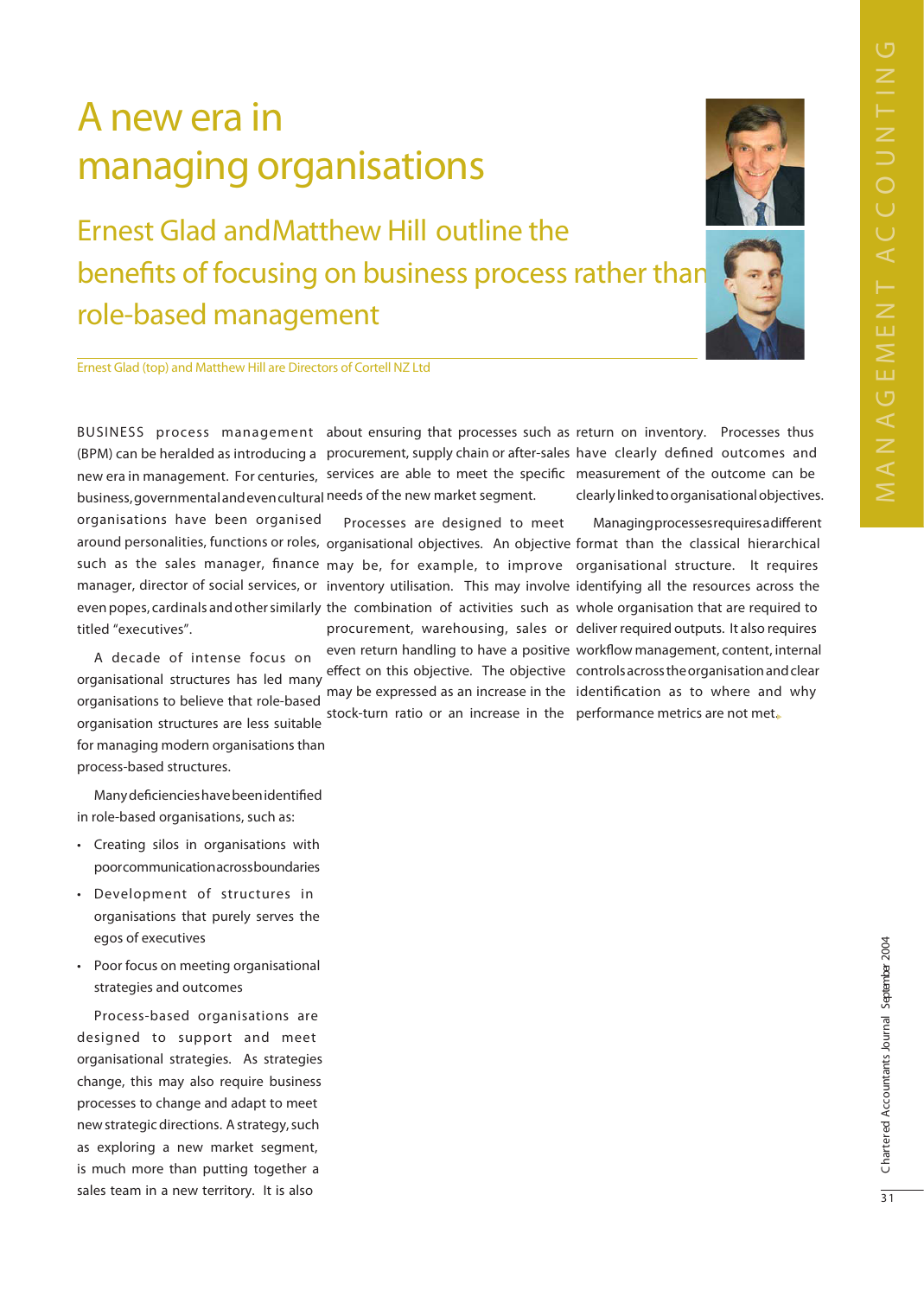# A new era in managing organisations

## Ernest Glad and Matthew Hill outline the benefits of focusing on business process rather than role-based management

Ernest Glad (top) and Matthew Hill are Directors of Cortell NZ Ltd

BUSINESS process management (BPM) can be heralded as introducing a new era in management. For centuries, business, governmental and even cultural organisations have been organised around personalities, functions or roles, such as the sales manager, finance manager, director of social services, or even popes, cardinals and other similarly titled "executives".

A decade of intense focus on organisational structures has led many organisations to believe that role-based organisation structures are less suitable for managing modern organisations than process-based structures.

Many deficiencies have been identified in role-based organisations, such as:

- Creating silos in organisations with poor communication across boundaries
- Development of structures in organisations that purely serves the egos of executives
- Poor focus on meeting organisational strategies and outcomes

Process-based organisations are designed to support and meet organisational strategies. As strategies change, this may also require business processes to change and adapt to meet new strategic directions. A strategy, such as exploring a new market segment, is much more than putting together a sales team in a new territory. It is also about ensuring that processes such as procurement, supply chain or after-sales services are able to meet the specific needs of the new market segment.

Processes are designed to meet organisational objectives. An objective may be, for example, to improve inventory utilisation. This may involve the combination of activities such as procurement, warehousing, sales or even return handling to have a positive effect on this objective. The objective may be expressed as an increase in the stock-turn ratio or an increase in the return on inventory. Processes thus have clearly defined outcomes and measurement of the outcome can be clearly linked to organisational objectives.

Managing processes requires a different format than the classical hierarchical organisational structure. It requires identifying all the resources across the whole organisation that are required to deliver required outputs. It also requires workflow management, content, internal controls across the organisation and clear identification as to where and why performance metrics are not met.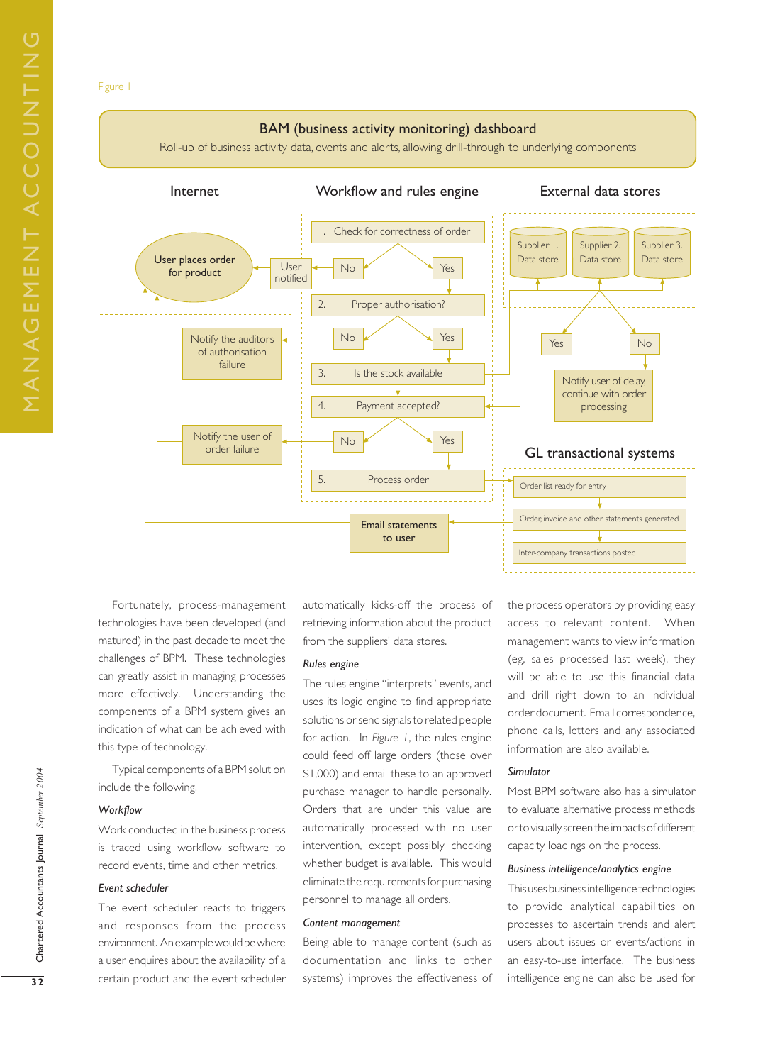Figure 1

**BAM (business activity monitoring) dashboard**

Roll-up of business activity data, events and alerts, allowing drill-through to underlying components

**Internet**

- User places order for product
- User notified

**Workflow and rules engine**

1. Check for correctness of order — No / Yes
2. Proper authorisation? — No / Yes
3. Is the stock available
4. Payment accepted? — No / Yes
5. Process order

- Notify the auditors of authorisation failure
- Notify the user of order failure
- Email statements to user

**External data stores**

- Supplier 1. Data store
- Supplier 2. Data store
- Supplier 3. Data store
- Yes / No
- Notify user of delay, continue with order processing

**GL transactional systems**

- Order list ready for entry
- Order, invoice and other statements generated
- Inter-company transactions posted

Fortunately, process-management technologies have been developed (and matured) in the past decade to meet the challenges of BPM. These technologies can greatly assist in managing processes more effectively. Understanding the components of a BPM system gives an indication of what can be achieved with this type of technology.

Typical components of a BPM solution include the following.

### *Workflow*

Work conducted in the business process is traced using workflow software to record events, time and other metrics.

### *Event scheduler*

The event scheduler reacts to triggers and responses from the process environment. An example would be where a user enquires about the availability of a certain product and the event scheduler automatically kicks-off the process of retrieving information about the product from the suppliers' data stores.

### *Rules engine*

The rules engine "interprets" events, and uses its logic engine to find appropriate solutions or send signals to related people for action. In *Figure 1*, the rules engine could feed off large orders (those over $1,000) and email these to an approved purchase manager to handle personally. Orders that are under this value are automatically processed with no user intervention, except possibly checking whether budget is available. This would eliminate the requirements for purchasing personnel to manage all orders.

### *Content management*

Being able to manage content (such as documentation and links to other systems) improves the effectiveness of the process operators by providing easy access to relevant content. When management wants to view information (eg, sales processed last week), they will be able to use this financial data and drill right down to an individual order document. Email correspondence, phone calls, letters and any associated information are also available.

### *Simulator*

Most BPM software also has a simulator to evaluate alternative process methods or to visually screen the impacts of different capacity loadings on the process.

### *Business intelligence/analytics engine*

This uses business intelligence technologies to provide analytical capabilities on processes to ascertain trends and alert users about issues or events/actions in an easy-to-use interface. The business intelligence engine can also be used for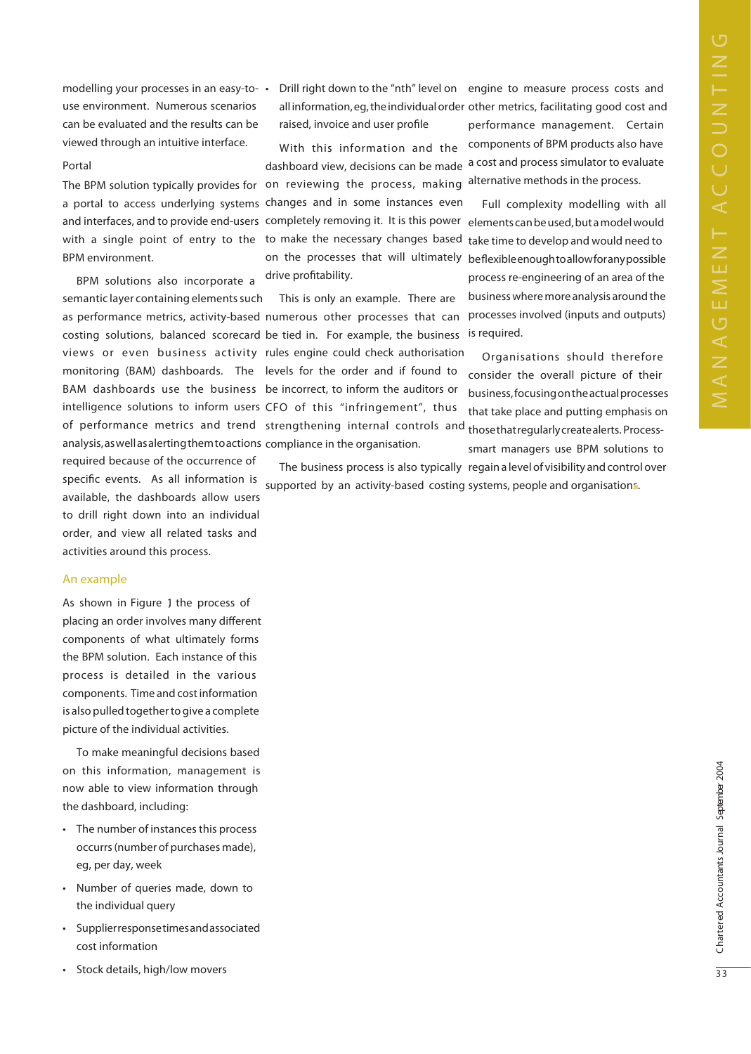modelling your processes in an easy-to-use environment. Numerous scenarios can be evaluated and the results can be viewed through an intuitive interface.

Portal

The BPM solution typically provides for a portal to access underlying systems and interfaces, and to provide end-users with a single point of entry to the BPM environment.

BPM solutions also incorporate a semantic layer containing elements such as performance metrics, activity-based costing solutions, balanced scorecard views or even business activity monitoring (BAM) dashboards. The BAM dashboards use the business intelligence solutions to inform users of performance metrics and trend analysis, as well as alerting them to actions required because of the occurrence of specific events. As all information is available, the dashboards allow users to drill right down into an individual order, and view all related tasks and activities around this process.

## An example

As shown in Figure 1 the process of placing an order involves many different components of what ultimately forms the BPM solution. Each instance of this process is detailed in the various components. Time and cost information is also pulled together to give a complete picture of the individual activities.

To make meaningful decisions based on this information, management is now able to view information through the dashboard, including:

- The number of instances this process occurrs (number of purchases made), eg, per day, week
- Number of queries made, down to the individual query
- Supplier response times and associated cost information
- Stock details, high/low movers
- Drill right down to the "nth" level on all information, eg, the individual order raised, invoice and user profile

With this information and the dashboard view, decisions can be made on reviewing the process, making changes and in some instances even completely removing it. It is this power to make the necessary changes based on the processes that will ultimately drive profitability.

This is only an example. There are numerous other processes that can be tied in. For example, the business rules engine could check authorisation levels for the order and if found to be incorrect, to inform the auditors or CFO of this "infringement", thus strengthening internal controls and compliance in the organisation.

The business process is also typically supported by an activity-based costing engine to measure process costs and other metrics, facilitating good cost and performance management. Certain components of BPM products also have a cost and process simulator to evaluate alternative methods in the process.

Full complexity modelling with all elements can be used, but a model would take time to develop and would need to be flexible enough to allow for any possible process re-engineering of an area of the business where more analysis around the processes involved (inputs and outputs) is required.

Organisations should therefore consider the overall picture of their business, focusing on the actual processes that take place and putting emphasis on those that regularly create alerts. Process-smart managers use BPM solutions to regain a level of visibility and control over systems, people and organisations.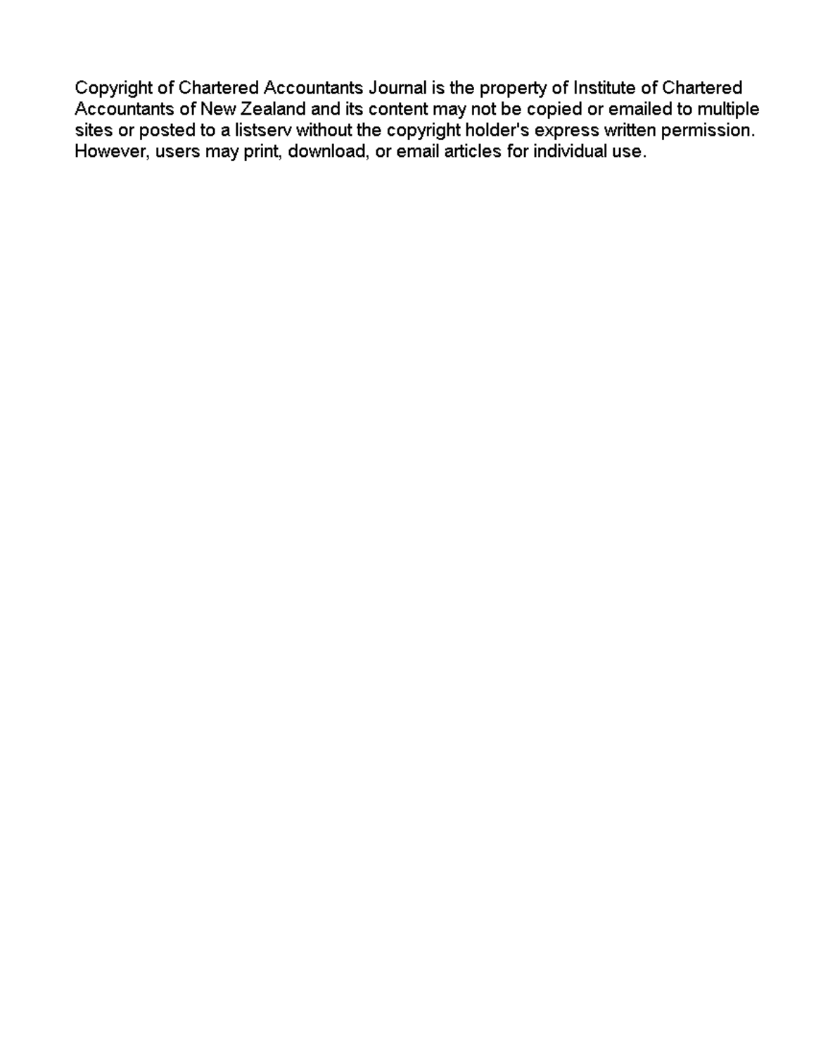Copyright of Chartered Accountants Journal is the property of Institute of Chartered Accountants of New Zealand and its content may not be copied or emailed to multiple sites or posted to a listserv without the copyright holder's express written permission. However, users may print, download, or email articles for individual use.